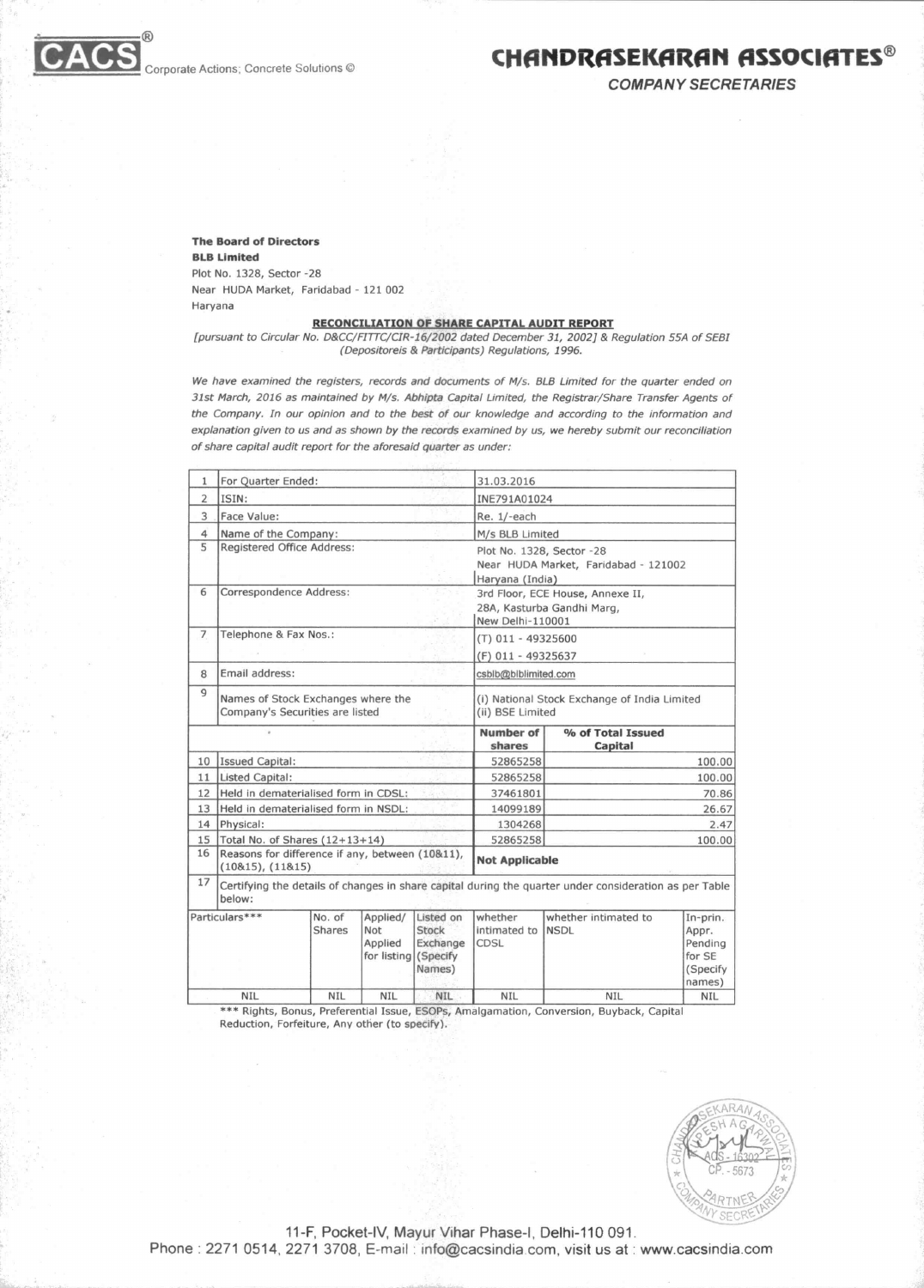CACS® Corporate Actions; Concrete Solutions ©

**CHANDRASEKARAN ASSOCIATES®**

*COMPANY SECRETARIES*

**The Board of Directors**
**BLB Limited**
Plot No. 1328, Sector -28
Near HUDA Market, Faridabad - 121 002
Haryana

**RECONCILIATION OF SHARE CAPITAL AUDIT REPORT**

*[pursuant to Circular No. D&CC/FITTC/CIR-16/2002 dated December 31, 2002] & Regulation 55A of SEBI (Depositoreis & Participants) Regulations, 1996.*

*We have examined the registers, records and documents of M/s. BLB Limited for the quarter ended on 31st March, 2016 as maintained by M/s. Abhipta Capital Limited, the Registrar/Share Transfer Agents of the Company. In our opinion and to the best of our knowledge and according to the information and explanation given to us and as shown by the records examined by us, we hereby submit our reconciliation of share capital audit report for the aforesaid quarter as under:*

| | | | |
|---|---|---|---|
| 1 | For Quarter Ended: | 31.03.2016 | |
| 2 | ISIN: | INE791A01024 | |
| 3 | Face Value: | Re. 1/-each | |
| 4 | Name of the Company: | M/s BLB Limited | |
| 5 | Registered Office Address: | Plot No. 1328, Sector -28<br>Near HUDA Market, Faridabad - 121002<br>Haryana (India) | |
| 6 | Correspondence Address: | 3rd Floor, ECE House, Annexe II,<br>28A, Kasturba Gandhi Marg,<br>New Delhi-110001 | |
| 7 | Telephone & Fax Nos.: | (T) 011 - 49325600<br>(F) 011 - 49325637 | |
| 8 | Email address: | csblb@blblimited.com | |
| 9 | Names of Stock Exchanges where the Company's Securities are listed | (i) National Stock Exchange of India Limited<br>(ii) BSE Limited | |
| | | **Number of shares** | **% of Total Issued Capital** |
| 10 | Issued Capital: | 52865258 | 100.00 |
| 11 | Listed Capital: | 52865258 | 100.00 |
| 12 | Held in dematerialised form in CDSL: | 37461801 | 70.86 |
| 13 | Held in dematerialised form in NSDL: | 14099189 | 26.67 |
| 14 | Physical: | 1304268 | 2.47 |
| 15 | Total No. of Shares (12+13+14) | 52865258 | 100.00 |
| 16 | Reasons for difference if any, between (10&11), (10&15), (11&15) | **Not Applicable** | |
| 17 | Certifying the details of changes in share capital during the quarter under consideration as per Table below: | | |

| Particulars*** | No. of Shares | Applied/ Not Applied for listing | Listed on Stock Exchange (Specify Names) | whether intimated to CDSL | whether intimated to NSDL | In-prin. Appr. Pending for SE (Specify names) |
|---|---|---|---|---|---|---|
| NIL | NIL | NIL | NIL | NIL | NIL | NIL |

*** Rights, Bonus, Preferential Issue, ESOPs, Amalgamation, Conversion, Buyback, Capital Reduction, Forfeiture, Any other (to specify).

11-F, Pocket-IV, Mayur Vihar Phase-I, Delhi-110 091.
Phone : 2271 0514, 2271 3708, E-mail : info@cacsindia.com, visit us at : www.cacsindia.com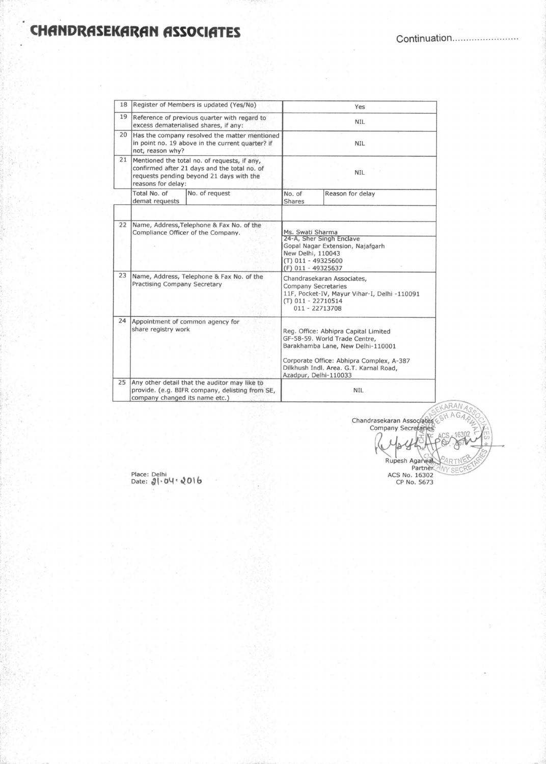# CHANDRASEKARAN ASSOCIATES

Continuation........................

| | | |
|---|---|---|
| 18 | Register of Members is updated (Yes/No) | Yes |
| 19 | Reference of previous quarter with regard to excess dematerialised shares, if any: | NIL |
| 20 | Has the company resolved the matter mentioned in point no. 19 above in the current quarter? if not, reason why? | NIL |
| 21 | Mentioned the total no. of requests, if any, confirmed after 21 days and the total no. of requests pending beyond 21 days with the reasons for delay: | NIL |

| Total No. of demat requests | No. of request | No. of Shares | Reason for delay |
|---|---|---|---|
| | | | |

| | | |
|---|---|---|
| 22 | Name, Address,Telephone & Fax No. of the Compliance Officer of the Company. | Ms. Swati Sharma<br>24-A, Sher Singh Enclave<br>Gopal Nagar Extension, Najafgarh<br>New Delhi, 110043<br>(T) 011 - 49325600<br>(F) 011 - 49325637 |
| 23 | Name, Address, Telephone & Fax No. of the Practising Company Secretary | Chandrasekaran Associates,<br>Company Secretaries<br>11F, Pocket-IV, Mayur Vihar-I, Delhi -110091<br>(T) 011 - 22710514<br>011 - 22713708 |
| 24 | Appointment of common agency for share registry work | Reg. Office: Abhipra Capital Limited<br>GF-58-59. World Trade Centre,<br>Barakhamba Lane, New Delhi-110001<br><br>Corporate Office: Abhipra Complex, A-387<br>Dilkhush Indl. Area. G.T. Karnal Road,<br>Azadpur, Delhi-110033 |
| 25 | Any other detail that the auditor may like to provide. (e.g. BIFR company, delisting from SE, company changed its name etc.) | NIL |

Chandrasekaran Associates
Company Secretaries

Rupesh Agarwal
Partner
ACS No. 16302
CP No. 5673

Place: Delhi
Date: 21-04-2016